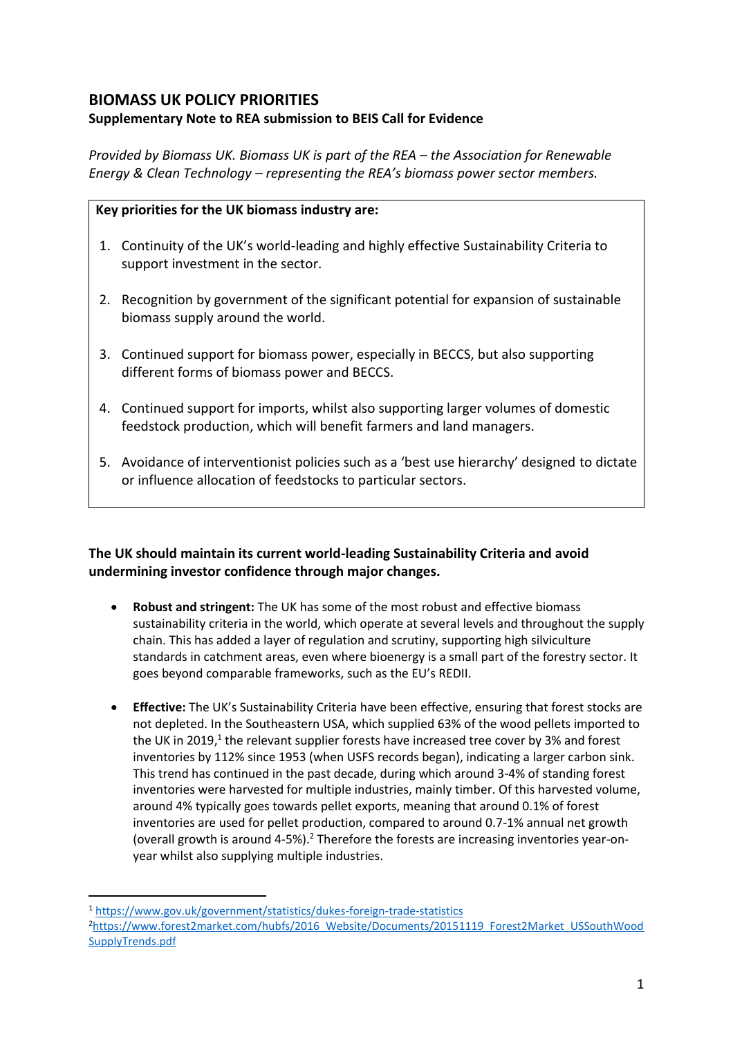# BIOMASS UK POLICY PRIORITIES

**Supplementary Note to REA submission to BEIS Call for Evidence**

*Provided by Biomass UK. Biomass UK is part of the REA – the Association for Renewable Energy & Clean Technology – representing the REA's biomass power sector members.*

**Key priorities for the UK biomass industry are:**

1. Continuity of the UK's world-leading and highly effective Sustainability Criteria to support investment in the sector.
2. Recognition by government of the significant potential for expansion of sustainable biomass supply around the world.
3. Continued support for biomass power, especially in BECCS, but also supporting different forms of biomass power and BECCS.
4. Continued support for imports, whilst also supporting larger volumes of domestic feedstock production, which will benefit farmers and land managers.
5. Avoidance of interventionist policies such as a 'best use hierarchy' designed to dictate or influence allocation of feedstocks to particular sectors.

**The UK should maintain its current world-leading Sustainability Criteria and avoid undermining investor confidence through major changes.**

- **Robust and stringent:** The UK has some of the most robust and effective biomass sustainability criteria in the world, which operate at several levels and throughout the supply chain. This has added a layer of regulation and scrutiny, supporting high silviculture standards in catchment areas, even where bioenergy is a small part of the forestry sector. It goes beyond comparable frameworks, such as the EU's REDII.
- **Effective:** The UK's Sustainability Criteria have been effective, ensuring that forest stocks are not depleted. In the Southeastern USA, which supplied 63% of the wood pellets imported to the UK in 2019,[1] the relevant supplier forests have increased tree cover by 3% and forest inventories by 112% since 1953 (when USFS records began), indicating a larger carbon sink. This trend has continued in the past decade, during which around 3-4% of standing forest inventories were harvested for multiple industries, mainly timber. Of this harvested volume, around 4% typically goes towards pellet exports, meaning that around 0.1% of forest inventories are used for pellet production, compared to around 0.7-1% annual net growth (overall growth is around 4-5%).[2] Therefore the forests are increasing inventories year-on-year whilst also supplying multiple industries.

[1] https://www.gov.uk/government/statistics/dukes-foreign-trade-statistics

[2] https://www.forest2market.com/hubfs/2016_Website/Documents/20151119_Forest2Market_USSouthWoodSupplyTrends.pdf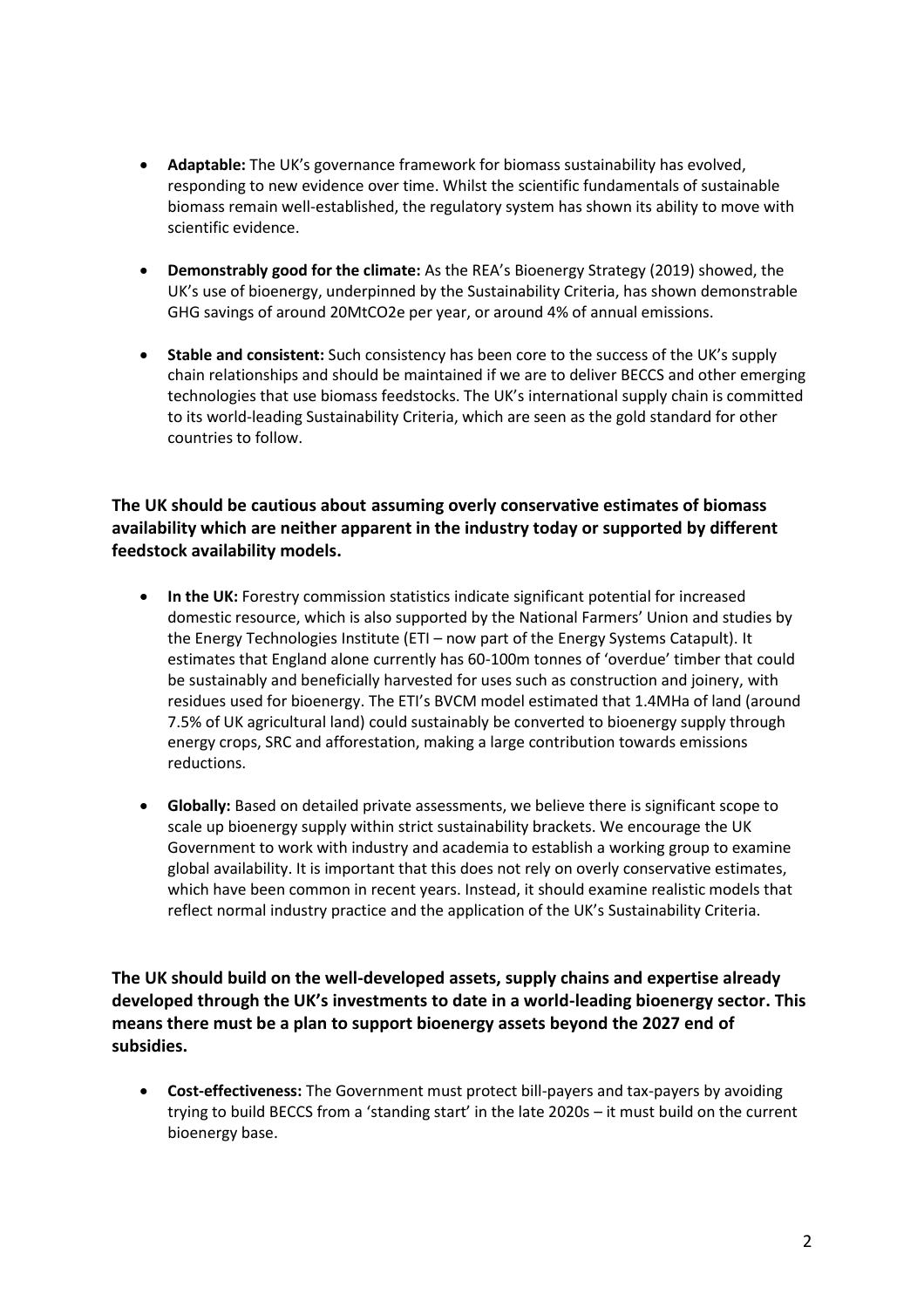- **Adaptable:** The UK's governance framework for biomass sustainability has evolved, responding to new evidence over time. Whilst the scientific fundamentals of sustainable biomass remain well-established, the regulatory system has shown its ability to move with scientific evidence.

- **Demonstrably good for the climate:** As the REA's Bioenergy Strategy (2019) showed, the UK's use of bioenergy, underpinned by the Sustainability Criteria, has shown demonstrable GHG savings of around 20MtCO2e per year, or around 4% of annual emissions.

- **Stable and consistent:** Such consistency has been core to the success of the UK's supply chain relationships and should be maintained if we are to deliver BECCS and other emerging technologies that use biomass feedstocks. The UK's international supply chain is committed to its world-leading Sustainability Criteria, which are seen as the gold standard for other countries to follow.

**The UK should be cautious about assuming overly conservative estimates of biomass availability which are neither apparent in the industry today or supported by different feedstock availability models.**

- **In the UK:** Forestry commission statistics indicate significant potential for increased domestic resource, which is also supported by the National Farmers' Union and studies by the Energy Technologies Institute (ETI – now part of the Energy Systems Catapult). It estimates that England alone currently has 60-100m tonnes of 'overdue' timber that could be sustainably and beneficially harvested for uses such as construction and joinery, with residues used for bioenergy. The ETI's BVCM model estimated that 1.4MHa of land (around 7.5% of UK agricultural land) could sustainably be converted to bioenergy supply through energy crops, SRC and afforestation, making a large contribution towards emissions reductions.

- **Globally:** Based on detailed private assessments, we believe there is significant scope to scale up bioenergy supply within strict sustainability brackets. We encourage the UK Government to work with industry and academia to establish a working group to examine global availability. It is important that this does not rely on overly conservative estimates, which have been common in recent years. Instead, it should examine realistic models that reflect normal industry practice and the application of the UK's Sustainability Criteria.

**The UK should build on the well-developed assets, supply chains and expertise already developed through the UK's investments to date in a world-leading bioenergy sector. This means there must be a plan to support bioenergy assets beyond the 2027 end of subsidies.**

- **Cost-effectiveness:** The Government must protect bill-payers and tax-payers by avoiding trying to build BECCS from a 'standing start' in the late 2020s – it must build on the current bioenergy base.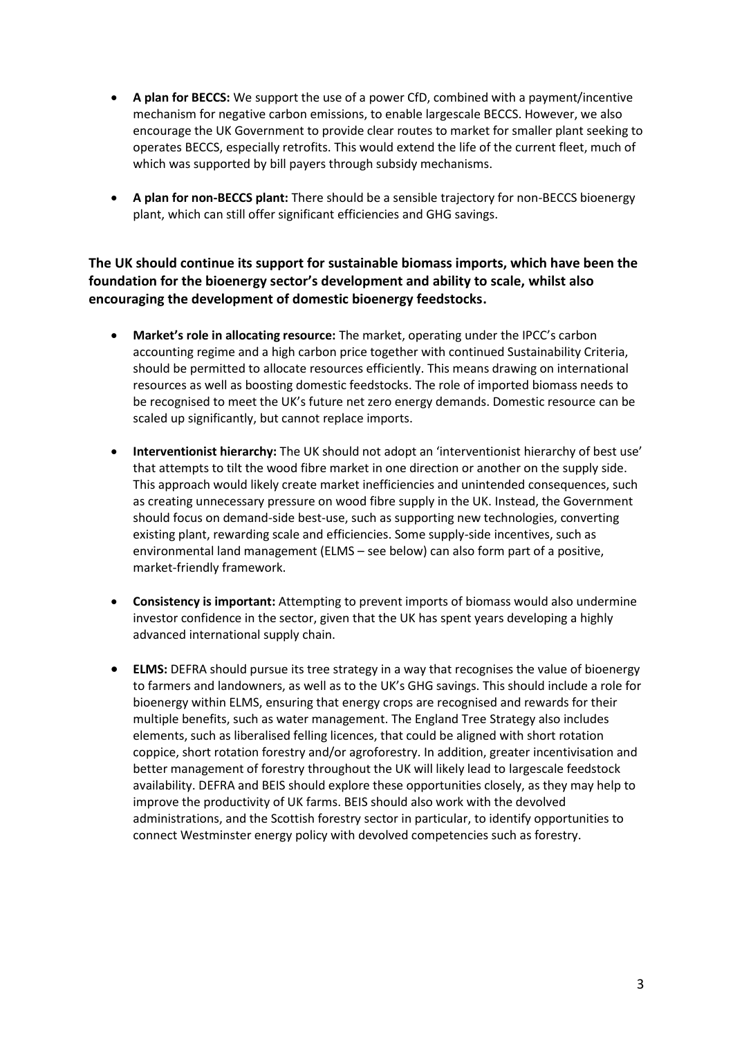- **A plan for BECCS:** We support the use of a power CfD, combined with a payment/incentive mechanism for negative carbon emissions, to enable largescale BECCS. However, we also encourage the UK Government to provide clear routes to market for smaller plant seeking to operates BECCS, especially retrofits. This would extend the life of the current fleet, much of which was supported by bill payers through subsidy mechanisms.

- **A plan for non-BECCS plant:** There should be a sensible trajectory for non-BECCS bioenergy plant, which can still offer significant efficiencies and GHG savings.

**The UK should continue its support for sustainable biomass imports, which have been the foundation for the bioenergy sector's development and ability to scale, whilst also encouraging the development of domestic bioenergy feedstocks.**

- **Market's role in allocating resource:** The market, operating under the IPCC's carbon accounting regime and a high carbon price together with continued Sustainability Criteria, should be permitted to allocate resources efficiently. This means drawing on international resources as well as boosting domestic feedstocks. The role of imported biomass needs to be recognised to meet the UK's future net zero energy demands. Domestic resource can be scaled up significantly, but cannot replace imports.

- **Interventionist hierarchy:** The UK should not adopt an 'interventionist hierarchy of best use' that attempts to tilt the wood fibre market in one direction or another on the supply side. This approach would likely create market inefficiencies and unintended consequences, such as creating unnecessary pressure on wood fibre supply in the UK. Instead, the Government should focus on demand-side best-use, such as supporting new technologies, converting existing plant, rewarding scale and efficiencies. Some supply-side incentives, such as environmental land management (ELMS – see below) can also form part of a positive, market-friendly framework.

- **Consistency is important:** Attempting to prevent imports of biomass would also undermine investor confidence in the sector, given that the UK has spent years developing a highly advanced international supply chain.

- **ELMS:** DEFRA should pursue its tree strategy in a way that recognises the value of bioenergy to farmers and landowners, as well as to the UK's GHG savings. This should include a role for bioenergy within ELMS, ensuring that energy crops are recognised and rewards for their multiple benefits, such as water management. The England Tree Strategy also includes elements, such as liberalised felling licences, that could be aligned with short rotation coppice, short rotation forestry and/or agroforestry. In addition, greater incentivisation and better management of forestry throughout the UK will likely lead to largescale feedstock availability. DEFRA and BEIS should explore these opportunities closely, as they may help to improve the productivity of UK farms. BEIS should also work with the devolved administrations, and the Scottish forestry sector in particular, to identify opportunities to connect Westminster energy policy with devolved competencies such as forestry.